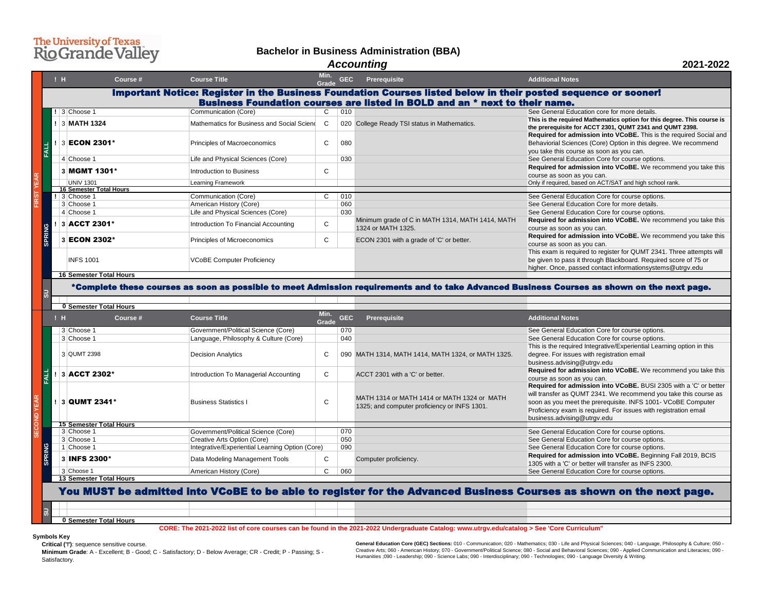The University of Texas Rio Grande Valley

# Bachelor in Business Administration (BBA)

## *Accounting*

**2021-2022**

| Year | Term | ! | H | Course # | Course Title | Min. Grade | GEC | Prerequisite | Additional Notes |
|---|---|---|---|---|---|---|---|---|---|
| | | | | **Important Notice: Register in the Business Foundation Courses listed below in their posted sequence or sooner! Business Foundation courses are listed in BOLD and an * next to their name.** | | | | | |
| FIRST YEAR | FALL | ! | 3 | Choose 1 | Communication (Core) | C | 010 | | See General Education core for more details. |
| | | ! | 3 | **MATH 1324** | Mathematics for Business and Social Scienc | C | 020 | College Ready TSI status in Mathematics. | **This is the required Mathematics option for this degree. This course is the prerequisite for ACCT 2301, QUMT 2341 and QUMT 2398.** |
| | | ! | 3 | **ECON 2301*** | Principles of Macroeconomics | C | 080 | | **Required for admission into VCoBE.** This is the required Social and Behavioral Sciences (Core) Option in this degree. We recommend you take this course as soon as you can. |
| | | | 4 | Choose 1 | Life and Physical Sciences (Core) | | 030 | | See General Education Core for course options. |
| | | | 3 | **MGMT 1301*** | Introduction to Business | C | | | **Required for admission into VCoBE.** We recommend you take this course as soon as you can. |
| | | | | UNIV 1301 | Learning Framework | | | | Only if required, based on ACT/SAT and high school rank. |
| | | | | **16 Semester Total Hours** | | | | | |
| | SPRING | ! | 3 | Choose 1 | Communication (Core) | C | 010 | | See General Education Core for course options. |
| | | | 3 | Choose 1 | American History (Core) | | 060 | | See General Education Core for more details. |
| | | | 4 | Choose 1 | Life and Physical Sciences (Core) | | 030 | | See General Education Core for course options. |
| | | ! | 3 | **ACCT 2301*** | Introduction To Financial Accounting | C | | Minimum grade of C in MATH 1314, MATH 1414, MATH 1324 or MATH 1325. | **Required for admission into VCoBE.** We recommend you take this course as soon as you can. |
| | | | 3 | **ECON 2302*** | Principles of Microeconomics | C | | ECON 2301 with a grade of 'C' or better. | **Required for admission into VCoBE.** We recommend you take this course as soon as you can. |
| | | | | INFS 1001 | VCoBE Computer Proficiency | | | | This exam is required to register for QUMT 2341. Three attempts will be given to pass it through Blackboard. Required score of 75 or higher. Once, passed contact informationsystems@utrgv.edu |
| | | | | **16 Semester Total Hours** | | | | | |
| | SU | | | ***Complete these courses as soon as possible to meet Admission requirements and to take Advanced Business Courses as shown on the next page.** | | | | | |
| | | | | **0 Semester Total Hours** | | | | | |
| SECOND YEAR | FALL | | 3 | Choose 1 | Government/Political Science (Core) | | 070 | | See General Education Core for course options. |
| | | | 3 | Choose 1 | Language, Philosophy & Culture (Core) | | 040 | | See General Education Core for course options. |
| | | | 3 | QUMT 2398 | Decision Analytics | C | 090 | MATH 1314, MATH 1414, MATH 1324, or MATH 1325. | This is the required Integrative/Experiential Learning option in this degree. For issues with registration email business.advising@utrgv.edu |
| | | ! | 3 | **ACCT 2302*** | Introduction To Managerial Accounting | C | | ACCT 2301 with a 'C' or better. | **Required for admission into VCoBE.** We recommend you take this course as soon as you can. |
| | | ! | 3 | **QUMT 2341*** | Business Statistics I | C | | MATH 1314 or MATH 1414 or MATH 1324 or MATH 1325; and computer proficiency or INFS 1301. | **Required for admission into VCoBE.** BUSI 2305 with a 'C' or better will transfer as QUMT 2341. We recommend you take this course as soon as you meet the prerequisite. INFS 1001- VCoBE Computer Proficiency exam is required. For issues with registration email business.advising@utrgv.edu |
| | | | | **15 Semester Total Hours** | | | | | |
| | SPRING | | 3 | Choose 1 | Government/Political Science (Core) | | 070 | | See General Education Core for course options. |
| | | | 3 | Choose 1 | Creative Arts Option (Core) | | 050 | | See General Education Core for course options. |
| | | | 1 | Choose 1 | Integrative/Experiential Learning Option (Core) | | 090 | | See General Education Core for course options. |
| | | | 3 | **INFS 2300*** | Data Modeling Management Tools | C | | Computer proficiency. | **Required for admission into VCoBE.** Beginning Fall 2019, BCIS 1305 with a 'C' or better will transfer as INFS 2300. |
| | | | 3 | Choose 1 | American History (Core) | C | 060 | | See General Education Core for course options. |
| | | | | **13 Semester Total Hours** | | | | | |
| | | | | **You MUST be admitted into VCoBE to be able to register for the Advanced Business Courses as shown on the next page.** | | | | | |
| | SU | | | | | | | | |
| | | | | **0 Semester Total Hours** | | | | | |

**CORE: The 2021-2022 list of core courses can be found in the 2021-2022 Undergraduate Catalog: www.utrgv.edu/catalog > See 'Core Curriculum"**

**Symbols Key**

**Critical ('!')**: sequence sensitive course.

**Minimum Grade**: A - Excellent; B - Good; C - Satisfactory; D - Below Average; CR - Credit; P - Passing; S - Satisfactory.

**General Education Core (GEC) Sections:** 010 - Communication; 020 - Mathematics; 030 - Life and Physical Sciences; 040 - Language, Philosophy & Culture; 050 - Creative Arts; 060 - American History; 070 - Government/Political Science; 080 - Social and Behavioral Sciences; 090 - Applied Communication and Literacies; 090 - Humanities ;090 - Leadership; 090 - Science Labs; 090 - Interdisciplinary; 090 - Technologies; 090 - Language Diversity & Writing.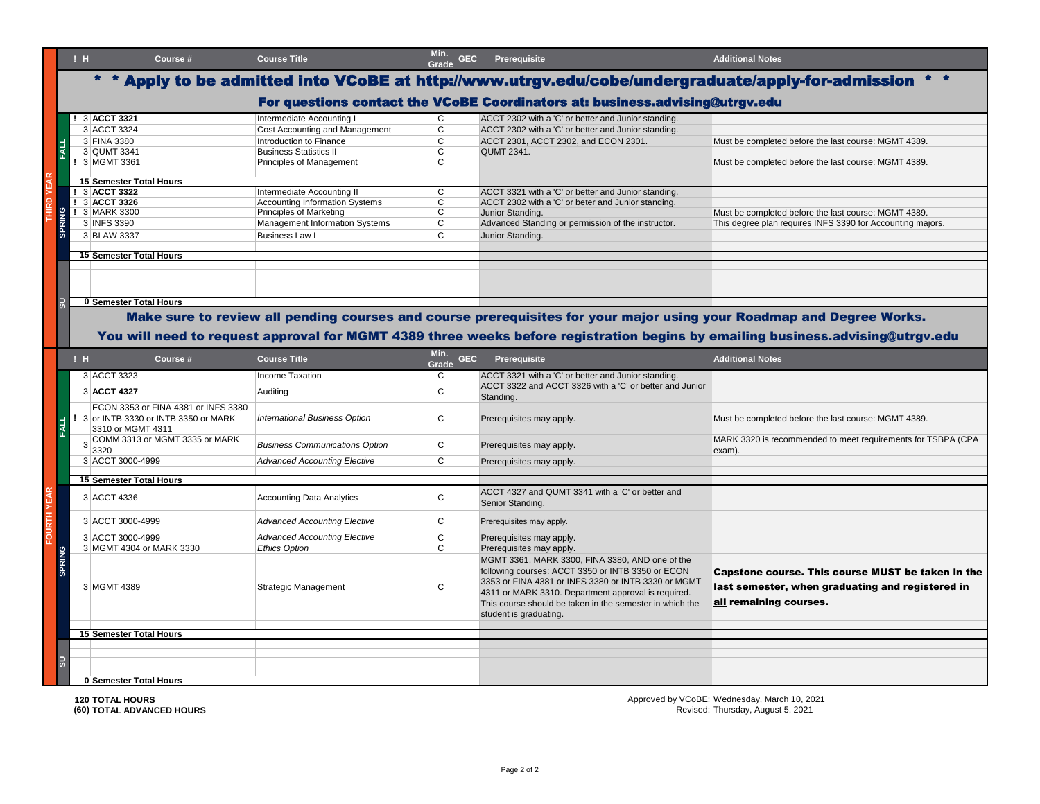| ! | H | Course # | Course Title | Min. Grade | GEC | Prerequisite | Additional Notes |
|---|---|---|---|---|---|---|---|
| | | | | | | | |

**\* \* Apply to be admitted into VCoBE at http://www.utrgv.edu/cobe/undergraduate/apply-for-admission \* \***

**For questions contact the VCoBE Coordinators at: business.advising@utrgv.edu**

**THIRD YEAR**

| Term | ! | H | Course # | Course Title | Min. Grade | GEC | Prerequisite | Additional Notes |
|---|---|---|---|---|---|---|---|---|
| FALL | ! | 3 | **ACCT 3321** | Intermediate Accounting I | C | | ACCT 2302 with a 'C' or better and Junior standing. | |
| FALL | | 3 | ACCT 3324 | Cost Accounting and Management | C | | ACCT 2302 with a 'C' or better and Junior standing. | |
| FALL | | 3 | FINA 3380 | Introduction to Finance | C | | ACCT 2301, ACCT 2302, and ECON 2301. | Must be completed before the last course: MGMT 4389. |
| FALL | | 3 | QUMT 3341 | Business Statistics II | C | | QUMT 2341. | |
| FALL | ! | 3 | MGMT 3361 | Principles of Management | C | | | Must be completed before the last course: MGMT 4389. |
| FALL | | **15** | **Semester Total Hours** | | | | | |
| SPRING | ! | 3 | **ACCT 3322** | Intermediate Accounting II | C | | ACCT 3321 with a 'C' or better and Junior standing. | |
| SPRING | ! | 3 | **ACCT 3326** | Accounting Information Systems | C | | ACCT 2302 with a 'C' or beter and Junior standing. | |
| SPRING | ! | 3 | MARK 3300 | Principles of Marketing | C | | Junior Standing. | Must be completed before the last course: MGMT 4389. |
| SPRING | | 3 | INFS 3390 | Management Information Systems | C | | Advanced Standing or permission of the instructor. | This degree plan requires INFS 3390 for Accounting majors. |
| SPRING | | 3 | BLAW 3337 | Business Law I | C | | Junior Standing. | |
| SPRING | | **15** | **Semester Total Hours** | | | | | |
| SU | | **0** | **Semester Total Hours** | | | | | |

**Make sure to review all pending courses and course prerequisites for your major using your Roadmap and Degree Works.**

**You will need to request approval for MGMT 4389 three weeks before registration begins by emailing business.advising@utrgv.edu**

**FOURTH YEAR**

| Term | ! | H | Course # | Course Title | Min. Grade | GEC | Prerequisite | Additional Notes |
|---|---|---|---|---|---|---|---|---|
| FALL | | 3 | ACCT 3323 | Income Taxation | C | | ACCT 3321 with a 'C' or better and Junior standing. | |
| FALL | | 3 | **ACCT 4327** | Auditing | C | | ACCT 3322 and ACCT 3326 with a 'C' or better and Junior Standing. | |
| FALL | ! | 3 | ECON 3353 or FINA 4381 or INFS 3380 or INTB 3330 or INTB 3350 or MARK 3310 or MGMT 4311 | *International Business Option* | C | | Prerequisites may apply. | Must be completed before the last course: MGMT 4389. |
| FALL | | 3 | COMM 3313 or MGMT 3335 or MARK 3320 | *Business Communications Option* | C | | Prerequisites may apply. | MARK 3320 is recommended to meet requirements for TSBPA (CPA exam). |
| FALL | | 3 | ACCT 3000-4999 | *Advanced Accounting Elective* | C | | Prerequisites may apply. | |
| FALL | | **15** | **Semester Total Hours** | | | | | |
| SPRING | | 3 | ACCT 4336 | Accounting Data Analytics | C | | ACCT 4327 and QUMT 3341 with a 'C' or better and Senior Standing. | |
| SPRING | | 3 | ACCT 3000-4999 | *Advanced Accounting Elective* | C | | Prerequisites may apply. | |
| SPRING | | 3 | ACCT 3000-4999 | *Advanced Accounting Elective* | C | | Prerequisites may apply. | |
| SPRING | | 3 | MGMT 4304 or MARK 3330 | *Ethics Option* | C | | Prerequisites may apply. | |
| SPRING | | 3 | MGMT 4389 | Strategic Management | C | | MGMT 3361, MARK 3300, FINA 3380, AND one of the following courses: ACCT 3350 or INTB 3350 or ECON 3353 or FINA 4381 or INFS 3380 or INTB 3330 or MGMT 4311 or MARK 3310. Department approval is required. This course should be taken in the semester in which the student is graduating. | **Capstone course. This course MUST be taken in the last semester, when graduating and registered in all remaining courses.** |
| SPRING | | **15** | **Semester Total Hours** | | | | | |
| SU | | **0** | **Semester Total Hours** | | | | | |

**120 TOTAL HOURS**
**(60) TOTAL ADVANCED HOURS**

Approved by VCoBE: Wednesday, March 10, 2021
Revised: Thursday, August 5, 2021